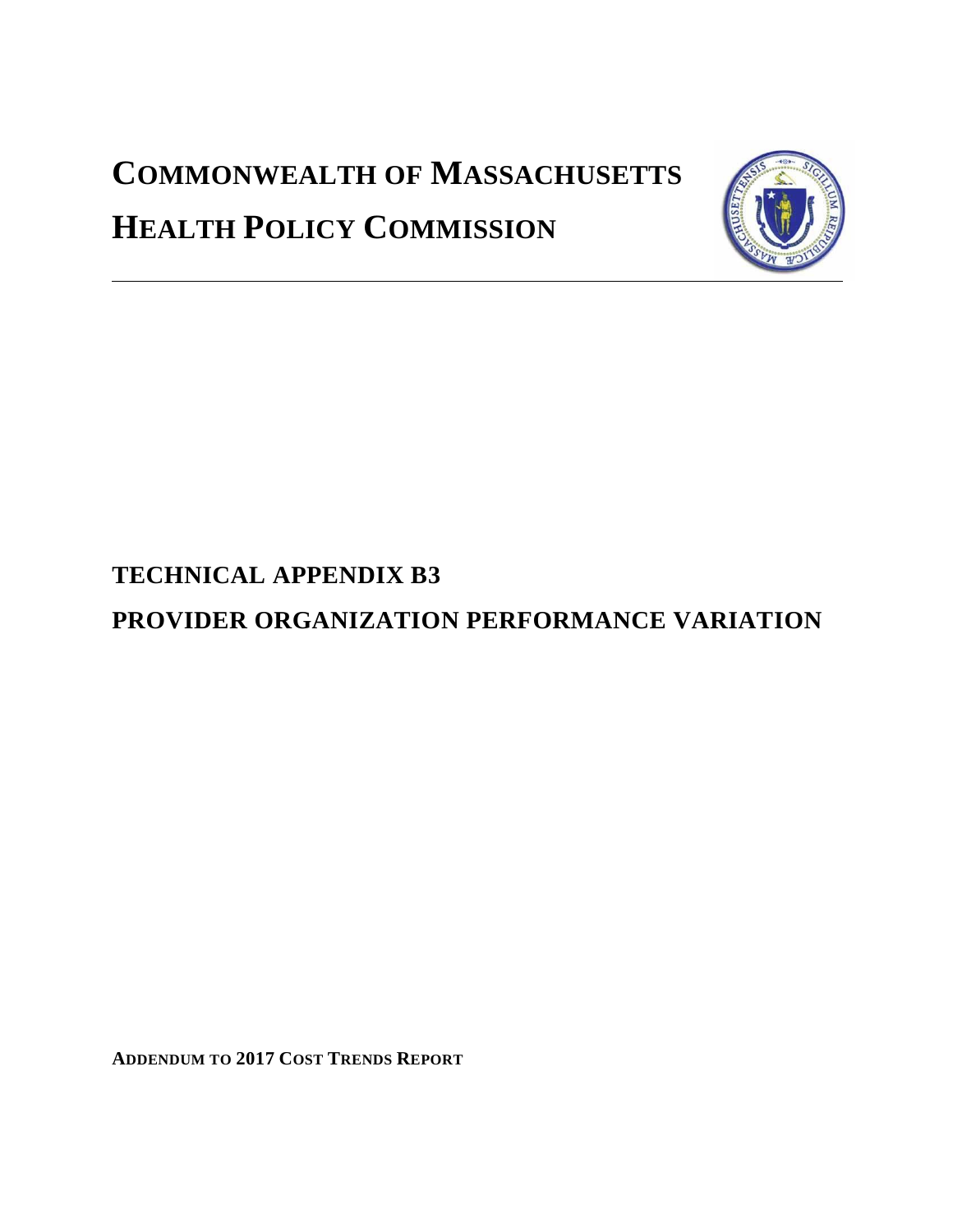# COMMONWEALTH OF MASSACHUSETTS

# HEALTH POLICY COMMISSION

## TECHNICAL APPENDIX B3

## PROVIDER ORGANIZATION PERFORMANCE VARIATION

**ADDENDUM TO 2017 COST TRENDS REPORT**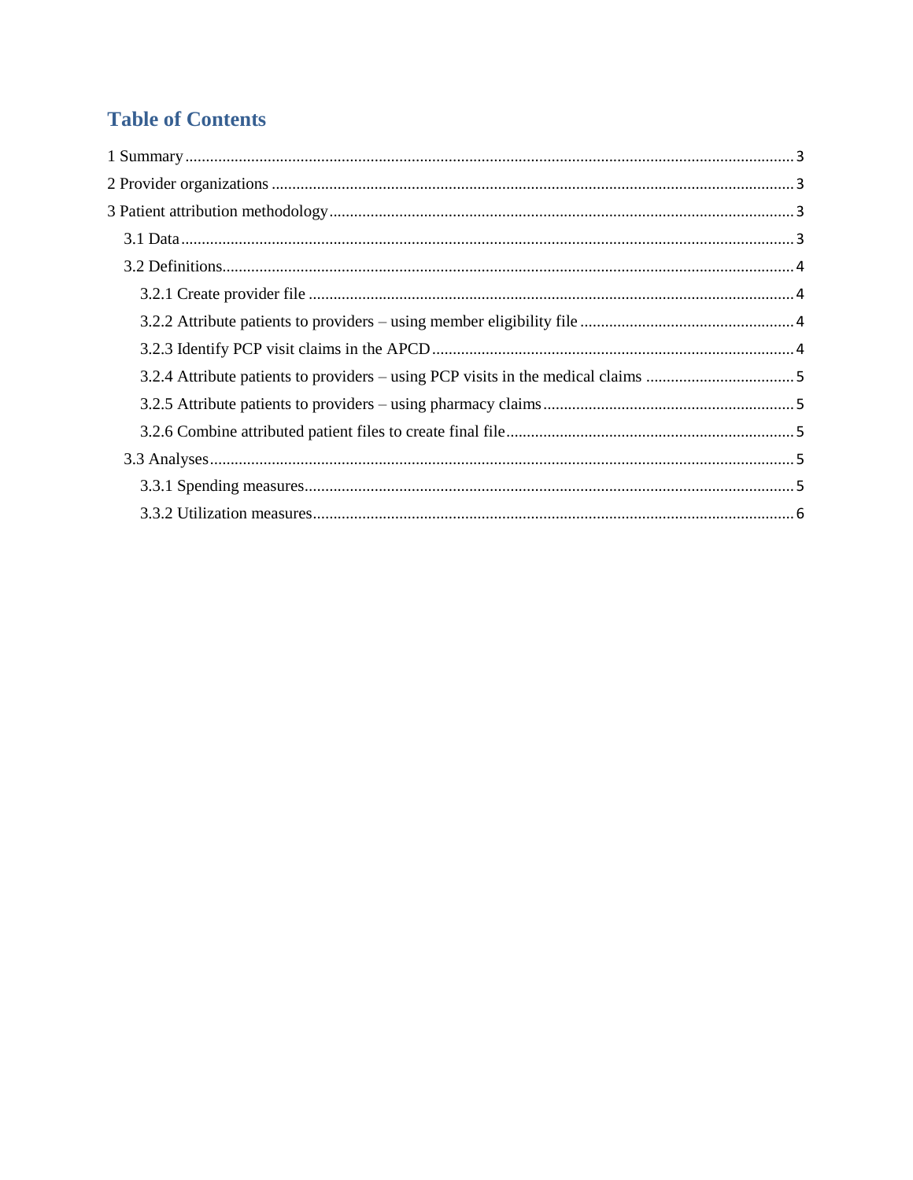# Table of Contents

1 Summary ........................................................................................................................................ 3

2 Provider organizations ................................................................................................................ 3

3 Patient attribution methodology .................................................................................................. 3

- 3.1 Data ....................................................................................................................................... 3
- 3.2 Definitions............................................................................................................................. 4
  - 3.2.1 Create provider file ........................................................................................................ 4
  - 3.2.2 Attribute patients to providers – using member eligibility file ...................................... 4
  - 3.2.3 Identify PCP visit claims in the APCD ......................................................................... 4
  - 3.2.4 Attribute patients to providers – using PCP visits in the medical claims ...................... 5
  - 3.2.5 Attribute patients to providers – using pharmacy claims .............................................. 5
  - 3.2.6 Combine attributed patient files to create final file ...................................................... 5
- 3.3 Analyses ................................................................................................................................ 5
  - 3.3.1 Spending measures ........................................................................................................ 5
  - 3.3.2 Utilization measures ...................................................................................................... 6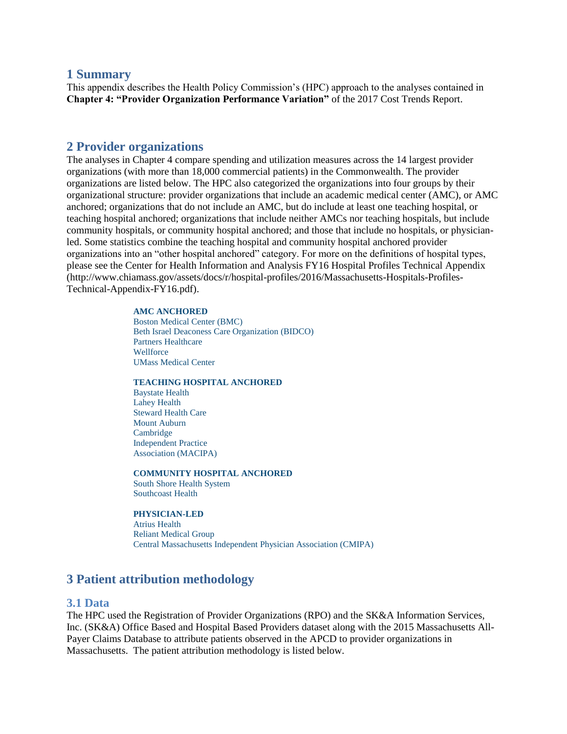## 1 Summary

This appendix describes the Health Policy Commission's (HPC) approach to the analyses contained in **Chapter 4: "Provider Organization Performance Variation"** of the 2017 Cost Trends Report.

## 2 Provider organizations

The analyses in Chapter 4 compare spending and utilization measures across the 14 largest provider organizations (with more than 18,000 commercial patients) in the Commonwealth. The provider organizations are listed below. The HPC also categorized the organizations into four groups by their organizational structure: provider organizations that include an academic medical center (AMC), or AMC anchored; organizations that do not include an AMC, but do include at least one teaching hospital, or teaching hospital anchored; organizations that include neither AMCs nor teaching hospitals, but include community hospitals, or community hospital anchored; and those that include no hospitals, or physician-led. Some statistics combine the teaching hospital and community hospital anchored provider organizations into an "other hospital anchored" category. For more on the definitions of hospital types, please see the Center for Health Information and Analysis FY16 Hospital Profiles Technical Appendix (http://www.chiamass.gov/assets/docs/r/hospital-profiles/2016/Massachusetts-Hospitals-Profiles-Technical-Appendix-FY16.pdf).

**AMC ANCHORED**
- Boston Medical Center (BMC)
- Beth Israel Deaconess Care Organization (BIDCO)
- Partners Healthcare
- Wellforce
- UMass Medical Center

**TEACHING HOSPITAL ANCHORED**
- Baystate Health
- Lahey Health
- Steward Health Care
- Mount Auburn Cambridge Independent Practice Association (MACIPA)

**COMMUNITY HOSPITAL ANCHORED**
- South Shore Health System
- Southcoast Health

**PHYSICIAN-LED**
- Atrius Health
- Reliant Medical Group
- Central Massachusetts Independent Physician Association (CMIPA)

## 3 Patient attribution methodology

### 3.1 Data

The HPC used the Registration of Provider Organizations (RPO) and the SK&A Information Services, Inc. (SK&A) Office Based and Hospital Based Providers dataset along with the 2015 Massachusetts All-Payer Claims Database to attribute patients observed in the APCD to provider organizations in Massachusetts. The patient attribution methodology is listed below.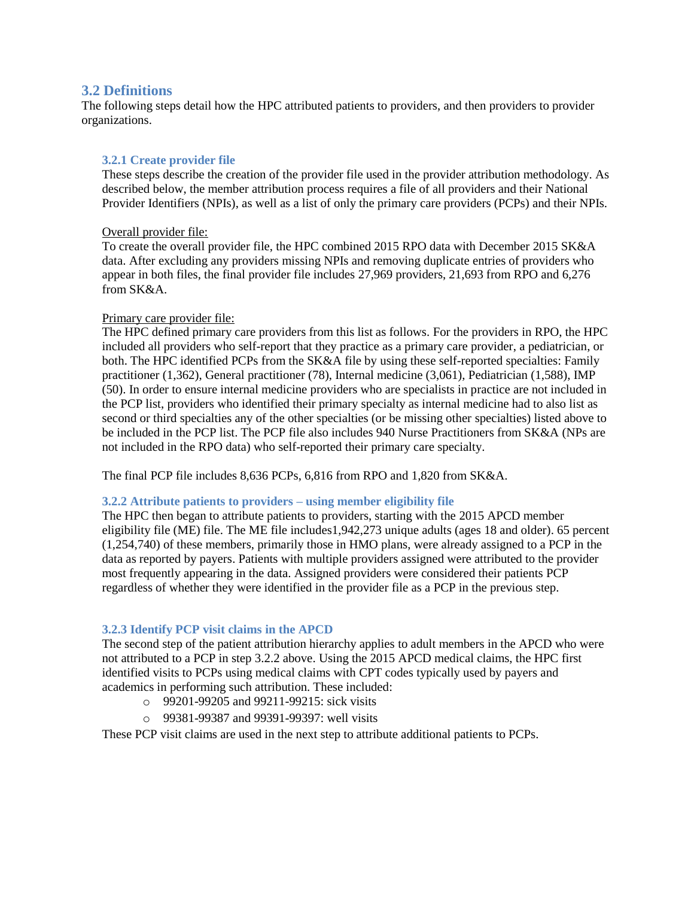## 3.2 Definitions

The following steps detail how the HPC attributed patients to providers, and then providers to provider organizations.

### 3.2.1 Create provider file

These steps describe the creation of the provider file used in the provider attribution methodology. As described below, the member attribution process requires a file of all providers and their National Provider Identifiers (NPIs), as well as a list of only the primary care providers (PCPs) and their NPIs.

Overall provider file:

To create the overall provider file, the HPC combined 2015 RPO data with December 2015 SK&A data. After excluding any providers missing NPIs and removing duplicate entries of providers who appear in both files, the final provider file includes 27,969 providers, 21,693 from RPO and 6,276 from SK&A.

Primary care provider file:

The HPC defined primary care providers from this list as follows. For the providers in RPO, the HPC included all providers who self-report that they practice as a primary care provider, a pediatrician, or both. The HPC identified PCPs from the SK&A file by using these self-reported specialties: Family practitioner (1,362), General practitioner (78), Internal medicine (3,061), Pediatrician (1,588), IMP (50). In order to ensure internal medicine providers who are specialists in practice are not included in the PCP list, providers who identified their primary specialty as internal medicine had to also list as second or third specialties any of the other specialties (or be missing other specialties) listed above to be included in the PCP list. The PCP file also includes 940 Nurse Practitioners from SK&A (NPs are not included in the RPO data) who self-reported their primary care specialty.

The final PCP file includes 8,636 PCPs, 6,816 from RPO and 1,820 from SK&A.

### 3.2.2 Attribute patients to providers – using member eligibility file

The HPC then began to attribute patients to providers, starting with the 2015 APCD member eligibility file (ME) file. The ME file includes1,942,273 unique adults (ages 18 and older). 65 percent (1,254,740) of these members, primarily those in HMO plans, were already assigned to a PCP in the data as reported by payers. Patients with multiple providers assigned were attributed to the provider most frequently appearing in the data. Assigned providers were considered their patients PCP regardless of whether they were identified in the provider file as a PCP in the previous step.

### 3.2.3 Identify PCP visit claims in the APCD

The second step of the patient attribution hierarchy applies to adult members in the APCD who were not attributed to a PCP in step 3.2.2 above. Using the 2015 APCD medical claims, the HPC first identified visits to PCPs using medical claims with CPT codes typically used by payers and academics in performing such attribution. These included:

- 99201-99205 and 99211-99215: sick visits
- 99381-99387 and 99391-99397: well visits

These PCP visit claims are used in the next step to attribute additional patients to PCPs.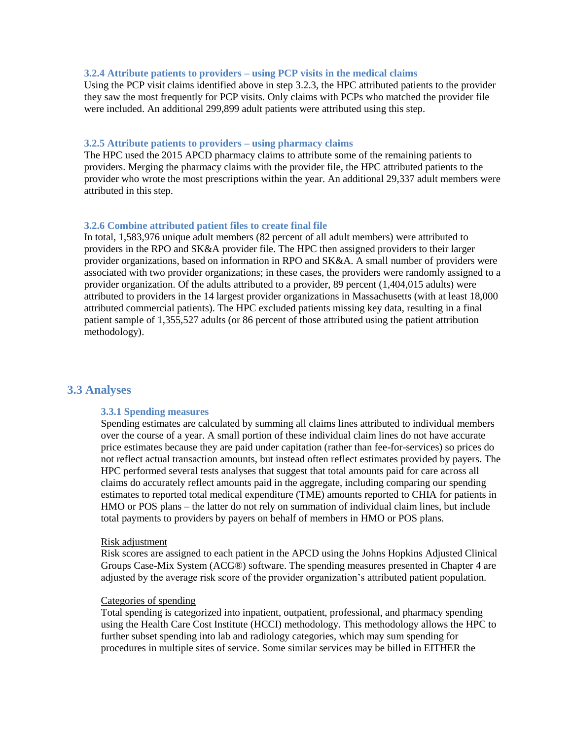### 3.2.4 Attribute patients to providers – using PCP visits in the medical claims

Using the PCP visit claims identified above in step 3.2.3, the HPC attributed patients to the provider they saw the most frequently for PCP visits. Only claims with PCPs who matched the provider file were included. An additional 299,899 adult patients were attributed using this step.

### 3.2.5 Attribute patients to providers – using pharmacy claims

The HPC used the 2015 APCD pharmacy claims to attribute some of the remaining patients to providers. Merging the pharmacy claims with the provider file, the HPC attributed patients to the provider who wrote the most prescriptions within the year. An additional 29,337 adult members were attributed in this step.

### 3.2.6 Combine attributed patient files to create final file

In total, 1,583,976 unique adult members (82 percent of all adult members) were attributed to providers in the RPO and SK&A provider file. The HPC then assigned providers to their larger provider organizations, based on information in RPO and SK&A. A small number of providers were associated with two provider organizations; in these cases, the providers were randomly assigned to a provider organization. Of the adults attributed to a provider, 89 percent (1,404,015 adults) were attributed to providers in the 14 largest provider organizations in Massachusetts (with at least 18,000 attributed commercial patients). The HPC excluded patients missing key data, resulting in a final patient sample of 1,355,527 adults (or 86 percent of those attributed using the patient attribution methodology).

## 3.3 Analyses

### 3.3.1 Spending measures

Spending estimates are calculated by summing all claims lines attributed to individual members over the course of a year. A small portion of these individual claim lines do not have accurate price estimates because they are paid under capitation (rather than fee-for-services) so prices do not reflect actual transaction amounts, but instead often reflect estimates provided by payers. The HPC performed several tests analyses that suggest that total amounts paid for care across all claims do accurately reflect amounts paid in the aggregate, including comparing our spending estimates to reported total medical expenditure (TME) amounts reported to CHIA for patients in HMO or POS plans – the latter do not rely on summation of individual claim lines, but include total payments to providers by payers on behalf of members in HMO or POS plans.

Risk adjustment

Risk scores are assigned to each patient in the APCD using the Johns Hopkins Adjusted Clinical Groups Case-Mix System (ACG®) software. The spending measures presented in Chapter 4 are adjusted by the average risk score of the provider organization's attributed patient population.

Categories of spending

Total spending is categorized into inpatient, outpatient, professional, and pharmacy spending using the Health Care Cost Institute (HCCI) methodology. This methodology allows the HPC to further subset spending into lab and radiology categories, which may sum spending for procedures in multiple sites of service. Some similar services may be billed in EITHER the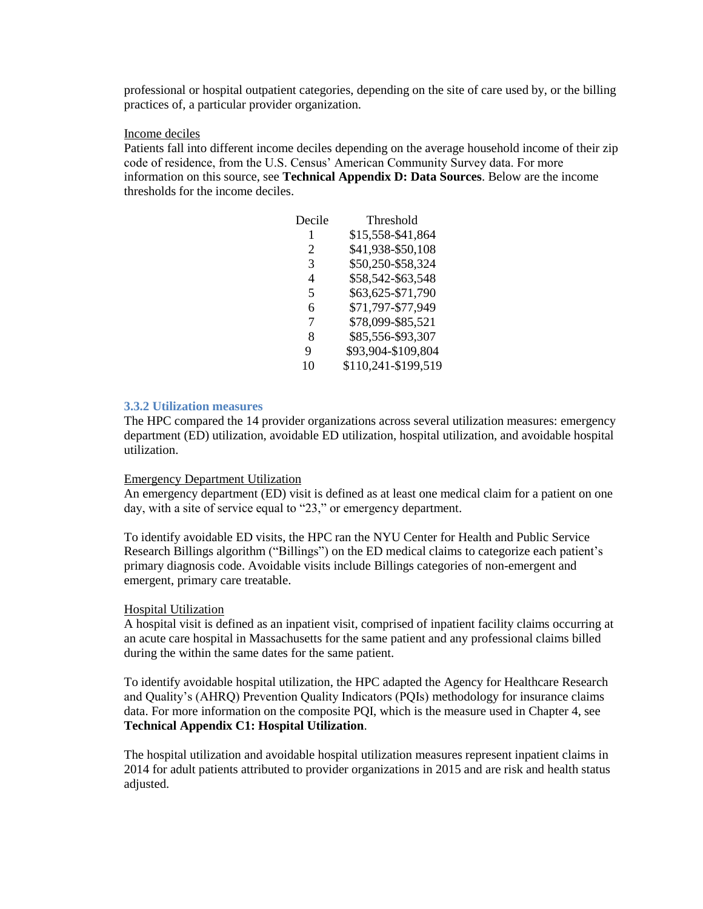professional or hospital outpatient categories, depending on the site of care used by, or the billing practices of, a particular provider organization.

Income deciles

Patients fall into different income deciles depending on the average household income of their zip code of residence, from the U.S. Census' American Community Survey data. For more information on this source, see **Technical Appendix D: Data Sources**. Below are the income thresholds for the income deciles.

| Decile | Threshold |
|---|---|
| 1 | $15,558-$41,864 |
| 2 | $41,938-$50,108 |
| 3 | $50,250-$58,324 |
| 4 | $58,542-$63,548 |
| 5 | $63,625-$71,790 |
| 6 | $71,797-$77,949 |
| 7 | $78,099-$85,521 |
| 8 | $85,556-$93,307 |
| 9 | $93,904-$109,804 |
| 10 | $110,241-$199,519 |

### 3.3.2 Utilization measures

The HPC compared the 14 provider organizations across several utilization measures: emergency department (ED) utilization, avoidable ED utilization, hospital utilization, and avoidable hospital utilization.

Emergency Department Utilization

An emergency department (ED) visit is defined as at least one medical claim for a patient on one day, with a site of service equal to "23," or emergency department.

To identify avoidable ED visits, the HPC ran the NYU Center for Health and Public Service Research Billings algorithm ("Billings") on the ED medical claims to categorize each patient's primary diagnosis code. Avoidable visits include Billings categories of non-emergent and emergent, primary care treatable.

Hospital Utilization

A hospital visit is defined as an inpatient visit, comprised of inpatient facility claims occurring at an acute care hospital in Massachusetts for the same patient and any professional claims billed during the within the same dates for the same patient.

To identify avoidable hospital utilization, the HPC adapted the Agency for Healthcare Research and Quality's (AHRQ) Prevention Quality Indicators (PQIs) methodology for insurance claims data. For more information on the composite PQI, which is the measure used in Chapter 4, see **Technical Appendix C1: Hospital Utilization**.

The hospital utilization and avoidable hospital utilization measures represent inpatient claims in 2014 for adult patients attributed to provider organizations in 2015 and are risk and health status adjusted.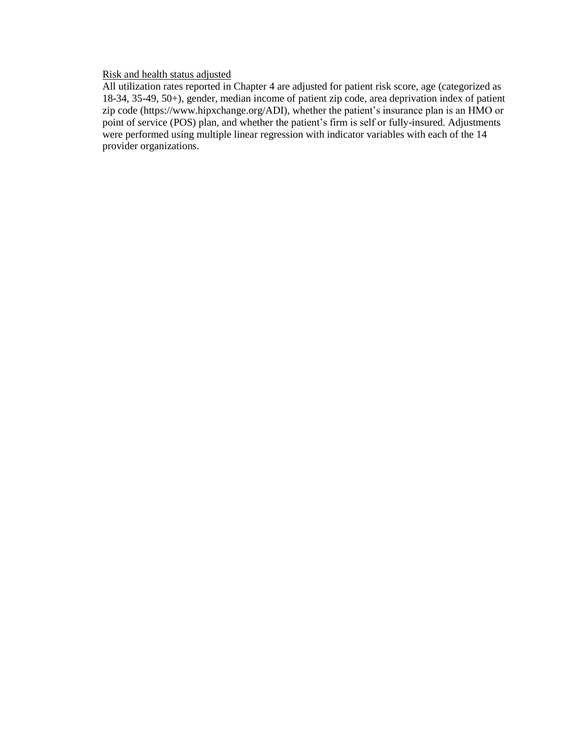<u>Risk and health status adjusted</u>

All utilization rates reported in Chapter 4 are adjusted for patient risk score, age (categorized as 18-34, 35-49, 50+), gender, median income of patient zip code, area deprivation index of patient zip code (https://www.hipxchange.org/ADI), whether the patient's insurance plan is an HMO or point of service (POS) plan, and whether the patient's firm is self or fully-insured. Adjustments were performed using multiple linear regression with indicator variables with each of the 14 provider organizations.